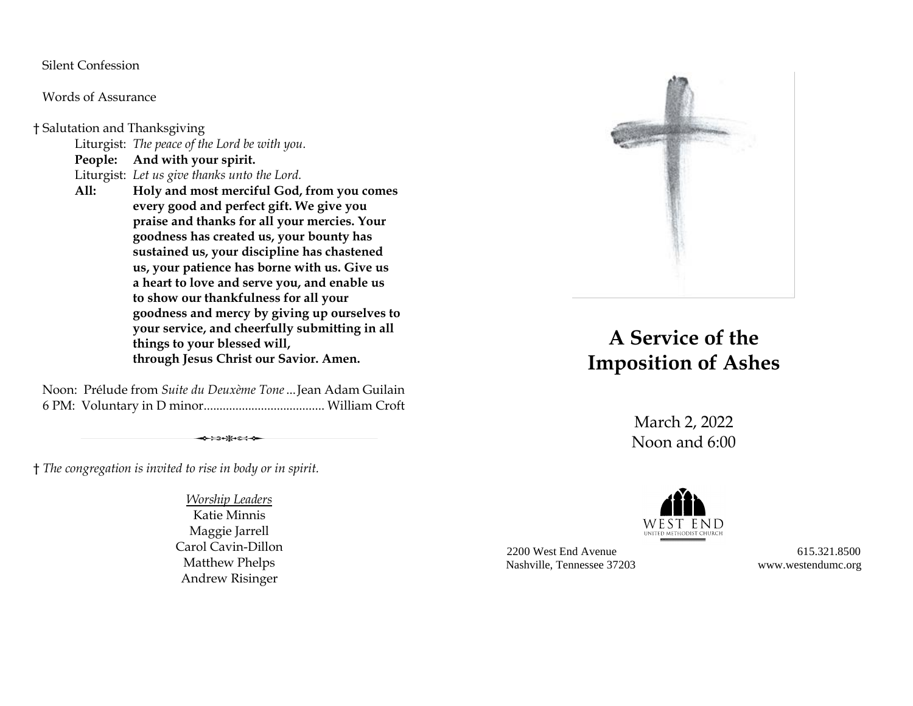Silent Confession

Words of Assurance

† Salutation and Thanksgiving

Liturgist: *The peace of the Lord be with you.*
**People: And with your spirit.**
Liturgist: *Let us give thanks unto the Lord.*
**All: Holy and most merciful God, from you comes every good and perfect gift. We give you praise and thanks for all your mercies. Your goodness has created us, your bounty has sustained us, your discipline has chastened us, your patience has borne with us. Give us a heart to love and serve you, and enable us to show our thankfulness for all your goodness and mercy by giving up ourselves to your service, and cheerfully submitting in all things to your blessed will, through Jesus Christ our Savior. Amen.**

Noon: Prélude from *Suite du Deuxème Tone* ... Jean Adam Guilain
6 PM: Voluntary in D minor...................................... William Croft

---

† *The congregation is invited to rise in body or in spirit.*

*Worship Leaders*
Katie Minnis
Maggie Jarrell
Carol Cavin-Dillon
Matthew Phelps
Andrew Risinger

# A Service of the Imposition of Ashes

March 2, 2022
Noon and 6:00

WEST END
UNITED METHODIST CHURCH

2200 West End Avenue
Nashville, Tennessee 37203

615.321.8500
www.westendumc.org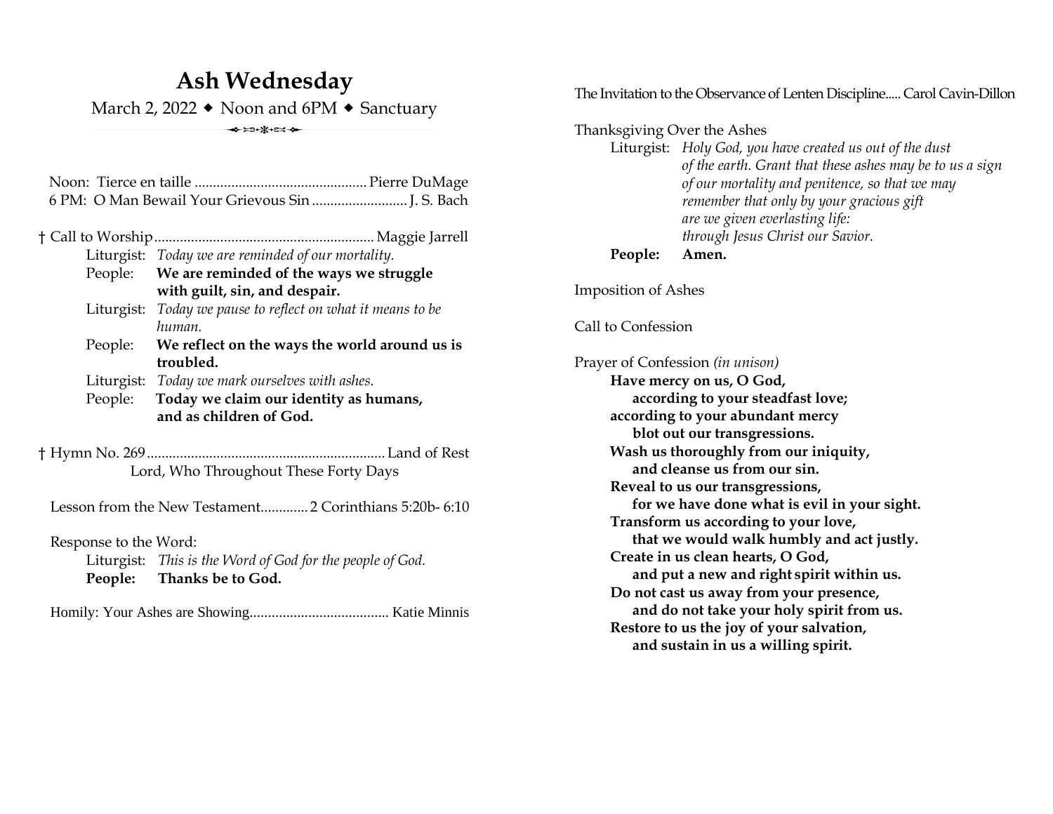# Ash Wednesday

March 2, 2022 ◆ Noon and 6PM ◆ Sanctuary

Noon: Tierce en taille .............................................. Pierre DuMage
6 PM: O Man Bewail Your Grievous Sin .......................... J. S. Bach

† Call to Worship........................................................... Maggie Jarrell

Liturgist: *Today we are reminded of our mortality.*
People: **We are reminded of the ways we struggle with guilt, sin, and despair.**
Liturgist: *Today we pause to reflect on what it means to be human.*
People: **We reflect on the ways the world around us is troubled.**
Liturgist: *Today we mark ourselves with ashes.*
People: **Today we claim our identity as humans, and as children of God.**

† Hymn No. 269................................................................ Land of Rest
Lord, Who Throughout These Forty Days

Lesson from the New Testament............. 2 Corinthians 5:20b- 6:10

Response to the Word:
Liturgist: *This is the Word of God for the people of God.*
**People: Thanks be to God.**

Homily: Your Ashes are Showing...................................... Katie Minnis

The Invitation to the Observance of Lenten Discipline..... Carol Cavin-Dillon

Thanksgiving Over the Ashes
Liturgist: *Holy God, you have created us out of the dust of the earth. Grant that these ashes may be to us a sign of our mortality and penitence, so that we may remember that only by your gracious gift are we given everlasting life: through Jesus Christ our Savior.*
**People: Amen.**

Imposition of Ashes

Call to Confession

Prayer of Confession *(in unison)*

**Have mercy on us, O God,**
**according to your steadfast love;**
**according to your abundant mercy**
**blot out our transgressions.**
**Wash us thoroughly from our iniquity,**
**and cleanse us from our sin.**
**Reveal to us our transgressions,**
**for we have done what is evil in your sight.**
**Transform us according to your love,**
**that we would walk humbly and act justly.**
**Create in us clean hearts, O God,**
**and put a new and right spirit within us.**
**Do not cast us away from your presence,**
**and do not take your holy spirit from us.**
**Restore to us the joy of your salvation,**
**and sustain in us a willing spirit.**